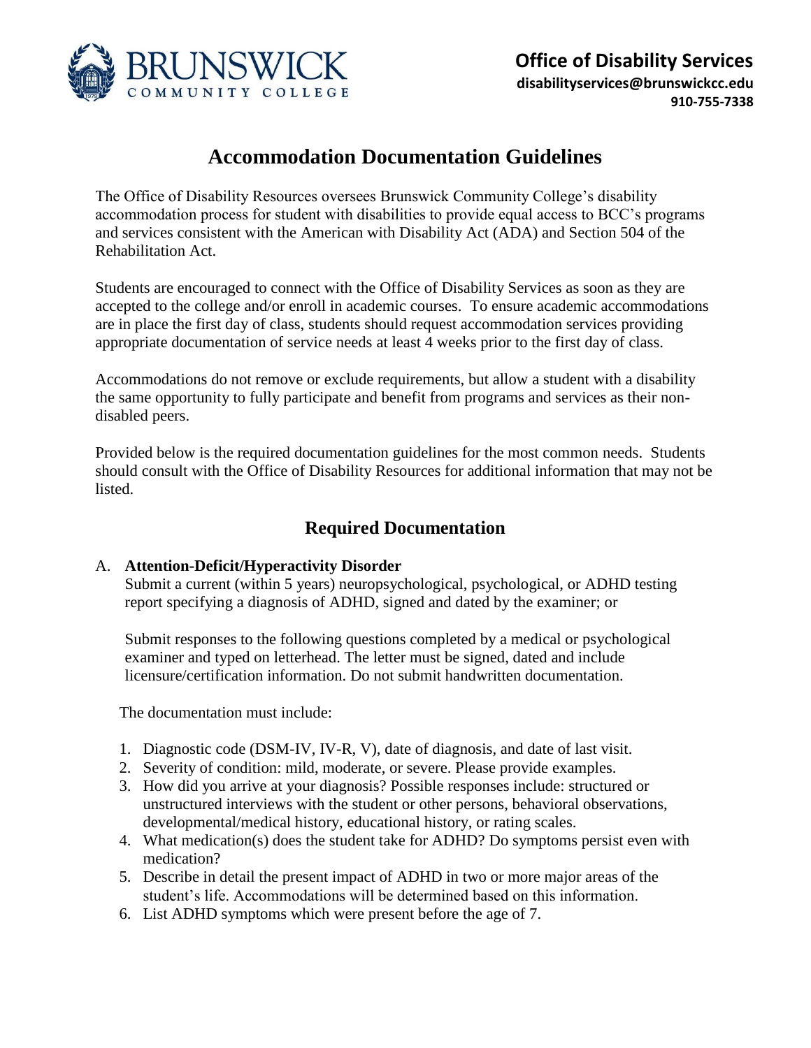**BRUNSWICK COMMUNITY COLLEGE**

**Office of Disability Services**
**disabilityservices@brunswickcc.edu**
**910-755-7338**

# Accommodation Documentation Guidelines

The Office of Disability Resources oversees Brunswick Community College's disability accommodation process for student with disabilities to provide equal access to BCC's programs and services consistent with the American with Disability Act (ADA) and Section 504 of the Rehabilitation Act.

Students are encouraged to connect with the Office of Disability Services as soon as they are accepted to the college and/or enroll in academic courses. To ensure academic accommodations are in place the first day of class, students should request accommodation services providing appropriate documentation of service needs at least 4 weeks prior to the first day of class.

Accommodations do not remove or exclude requirements, but allow a student with a disability the same opportunity to fully participate and benefit from programs and services as their non-disabled peers.

Provided below is the required documentation guidelines for the most common needs. Students should consult with the Office of Disability Resources for additional information that may not be listed.

## Required Documentation

A. **Attention-Deficit/Hyperactivity Disorder**

Submit a current (within 5 years) neuropsychological, psychological, or ADHD testing report specifying a diagnosis of ADHD, signed and dated by the examiner; or

Submit responses to the following questions completed by a medical or psychological examiner and typed on letterhead. The letter must be signed, dated and include licensure/certification information. Do not submit handwritten documentation.

The documentation must include:

1. Diagnostic code (DSM-IV, IV-R, V), date of diagnosis, and date of last visit.
2. Severity of condition: mild, moderate, or severe. Please provide examples.
3. How did you arrive at your diagnosis? Possible responses include: structured or unstructured interviews with the student or other persons, behavioral observations, developmental/medical history, educational history, or rating scales.
4. What medication(s) does the student take for ADHD? Do symptoms persist even with medication?
5. Describe in detail the present impact of ADHD in two or more major areas of the student's life. Accommodations will be determined based on this information.
6. List ADHD symptoms which were present before the age of 7.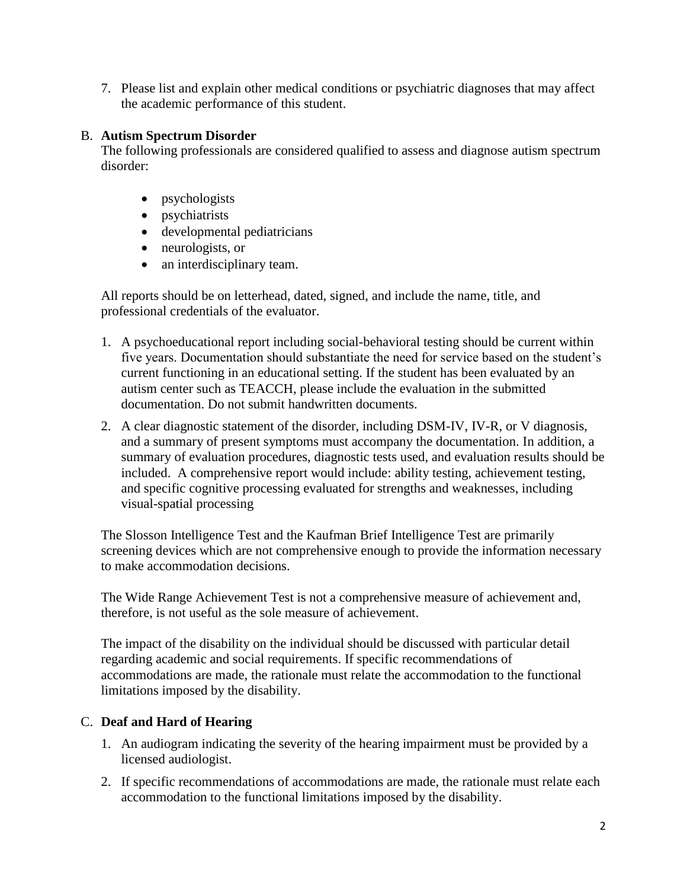7. Please list and explain other medical conditions or psychiatric diagnoses that may affect the academic performance of this student.

B. **Autism Spectrum Disorder**

The following professionals are considered qualified to assess and diagnose autism spectrum disorder:

- psychologists
- psychiatrists
- developmental pediatricians
- neurologists, or
- an interdisciplinary team.

All reports should be on letterhead, dated, signed, and include the name, title, and professional credentials of the evaluator.

1. A psychoeducational report including social-behavioral testing should be current within five years. Documentation should substantiate the need for service based on the student's current functioning in an educational setting. If the student has been evaluated by an autism center such as TEACCH, please include the evaluation in the submitted documentation. Do not submit handwritten documents.
2. A clear diagnostic statement of the disorder, including DSM-IV, IV-R, or V diagnosis, and a summary of present symptoms must accompany the documentation. In addition, a summary of evaluation procedures, diagnostic tests used, and evaluation results should be included. A comprehensive report would include: ability testing, achievement testing, and specific cognitive processing evaluated for strengths and weaknesses, including visual-spatial processing

The Slosson Intelligence Test and the Kaufman Brief Intelligence Test are primarily screening devices which are not comprehensive enough to provide the information necessary to make accommodation decisions.

The Wide Range Achievement Test is not a comprehensive measure of achievement and, therefore, is not useful as the sole measure of achievement.

The impact of the disability on the individual should be discussed with particular detail regarding academic and social requirements. If specific recommendations of accommodations are made, the rationale must relate the accommodation to the functional limitations imposed by the disability.

C. **Deaf and Hard of Hearing**

1. An audiogram indicating the severity of the hearing impairment must be provided by a licensed audiologist.
2. If specific recommendations of accommodations are made, the rationale must relate each accommodation to the functional limitations imposed by the disability.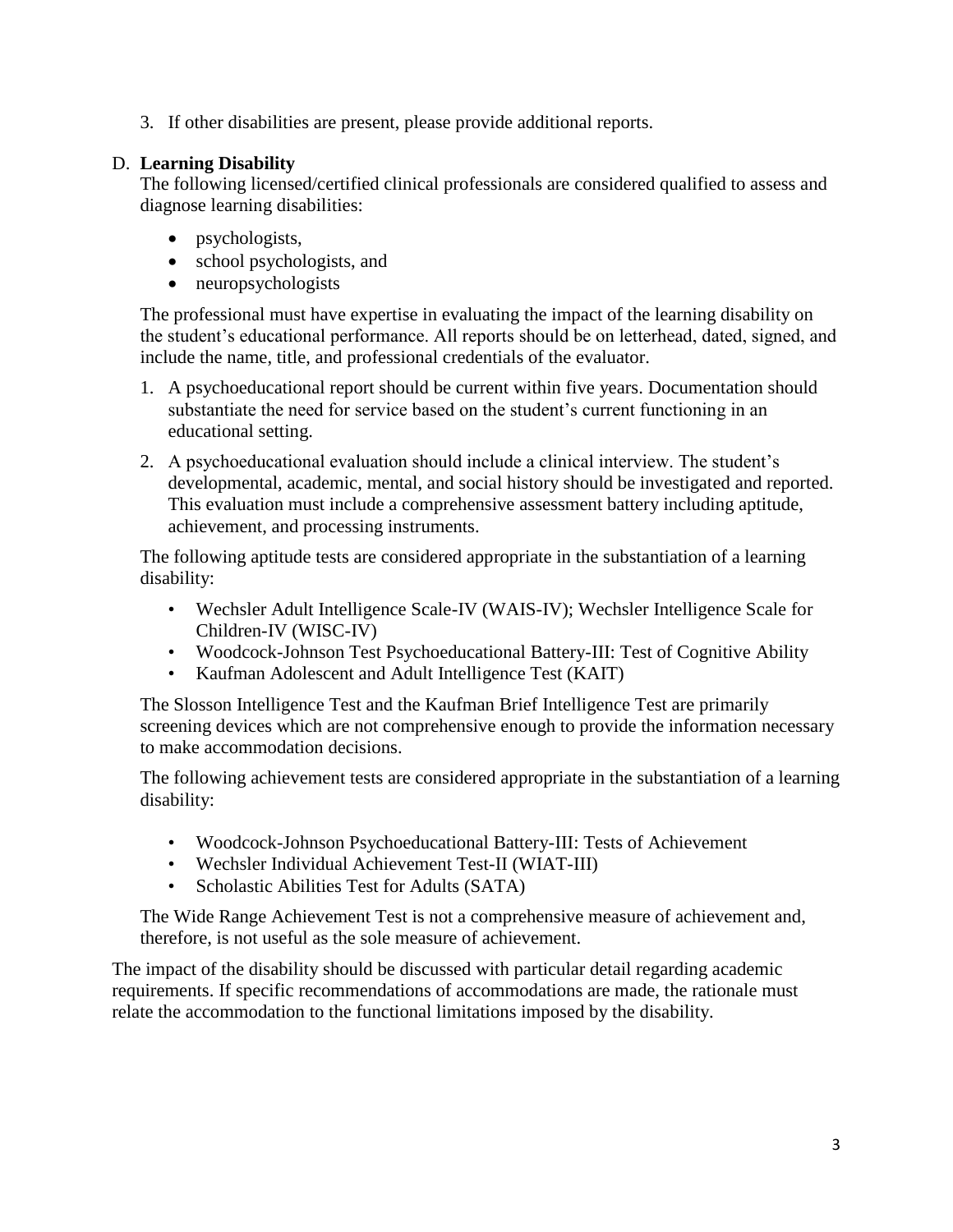3. If other disabilities are present, please provide additional reports.

D. **Learning Disability**

The following licensed/certified clinical professionals are considered qualified to assess and diagnose learning disabilities:

- psychologists,
- school psychologists, and
- neuropsychologists

The professional must have expertise in evaluating the impact of the learning disability on the student's educational performance. All reports should be on letterhead, dated, signed, and include the name, title, and professional credentials of the evaluator.

1. A psychoeducational report should be current within five years. Documentation should substantiate the need for service based on the student's current functioning in an educational setting.
2. A psychoeducational evaluation should include a clinical interview. The student's developmental, academic, mental, and social history should be investigated and reported. This evaluation must include a comprehensive assessment battery including aptitude, achievement, and processing instruments.

The following aptitude tests are considered appropriate in the substantiation of a learning disability:

- Wechsler Adult Intelligence Scale-IV (WAIS-IV); Wechsler Intelligence Scale for Children-IV (WISC-IV)
- Woodcock-Johnson Test Psychoeducational Battery-III: Test of Cognitive Ability
- Kaufman Adolescent and Adult Intelligence Test (KAIT)

The Slosson Intelligence Test and the Kaufman Brief Intelligence Test are primarily screening devices which are not comprehensive enough to provide the information necessary to make accommodation decisions.

The following achievement tests are considered appropriate in the substantiation of a learning disability:

- Woodcock-Johnson Psychoeducational Battery-III: Tests of Achievement
- Wechsler Individual Achievement Test-II (WIAT-III)
- Scholastic Abilities Test for Adults (SATA)

The Wide Range Achievement Test is not a comprehensive measure of achievement and, therefore, is not useful as the sole measure of achievement.

The impact of the disability should be discussed with particular detail regarding academic requirements. If specific recommendations of accommodations are made, the rationale must relate the accommodation to the functional limitations imposed by the disability.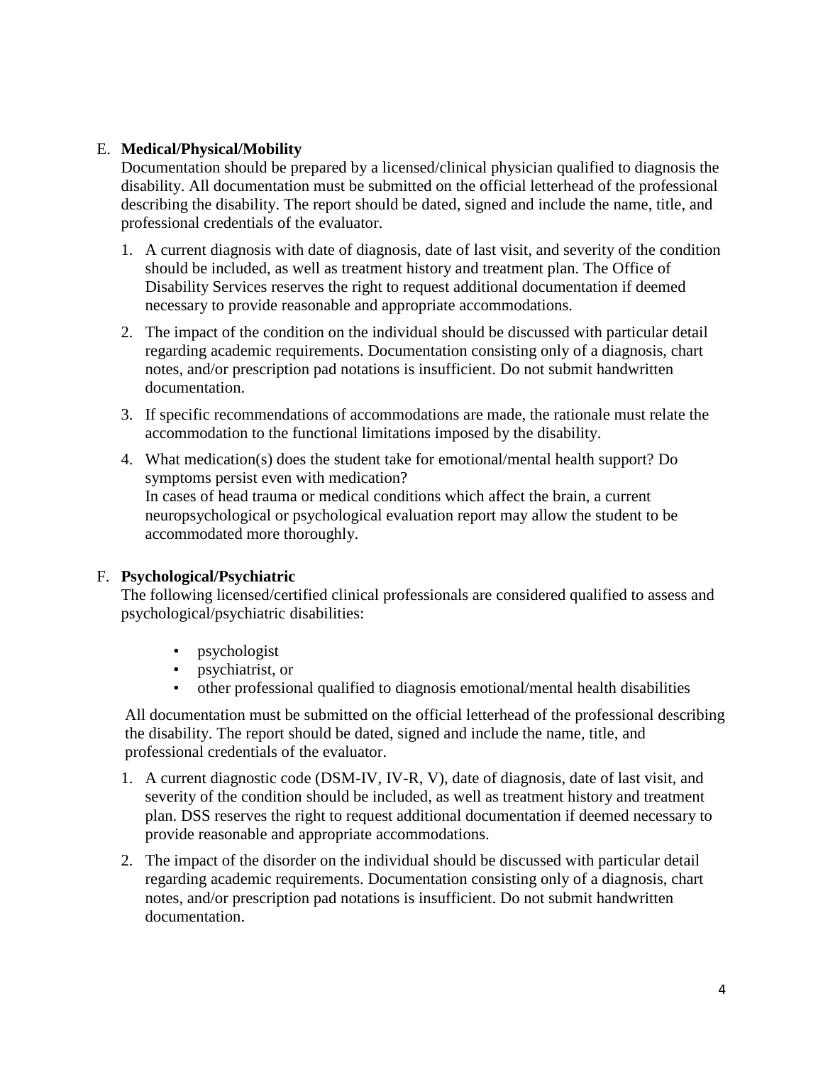E. **Medical/Physical/Mobility**

Documentation should be prepared by a licensed/clinical physician qualified to diagnosis the disability. All documentation must be submitted on the official letterhead of the professional describing the disability. The report should be dated, signed and include the name, title, and professional credentials of the evaluator.

1. A current diagnosis with date of diagnosis, date of last visit, and severity of the condition should be included, as well as treatment history and treatment plan. The Office of Disability Services reserves the right to request additional documentation if deemed necessary to provide reasonable and appropriate accommodations.

2. The impact of the condition on the individual should be discussed with particular detail regarding academic requirements. Documentation consisting only of a diagnosis, chart notes, and/or prescription pad notations is insufficient. Do not submit handwritten documentation.

3. If specific recommendations of accommodations are made, the rationale must relate the accommodation to the functional limitations imposed by the disability.

4. What medication(s) does the student take for emotional/mental health support? Do symptoms persist even with medication?
   In cases of head trauma or medical conditions which affect the brain, a current neuropsychological or psychological evaluation report may allow the student to be accommodated more thoroughly.

F. **Psychological/Psychiatric**

The following licensed/certified clinical professionals are considered qualified to assess and psychological/psychiatric disabilities:

- psychologist
- psychiatrist, or
- other professional qualified to diagnosis emotional/mental health disabilities

All documentation must be submitted on the official letterhead of the professional describing the disability. The report should be dated, signed and include the name, title, and professional credentials of the evaluator.

1. A current diagnostic code (DSM-IV, IV-R, V), date of diagnosis, date of last visit, and severity of the condition should be included, as well as treatment history and treatment plan. DSS reserves the right to request additional documentation if deemed necessary to provide reasonable and appropriate accommodations.

2. The impact of the disorder on the individual should be discussed with particular detail regarding academic requirements. Documentation consisting only of a diagnosis, chart notes, and/or prescription pad notations is insufficient. Do not submit handwritten documentation.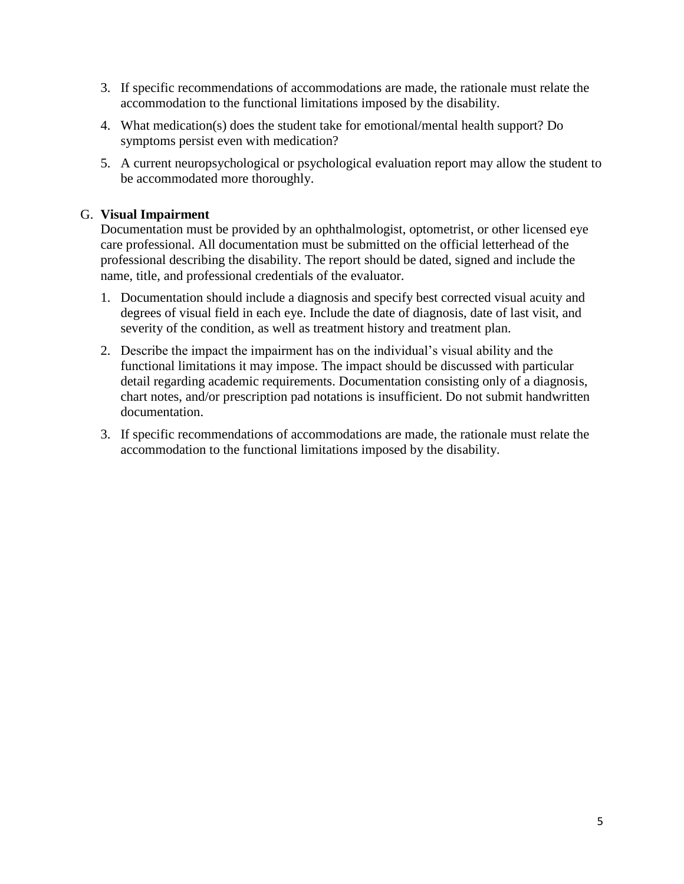3. If specific recommendations of accommodations are made, the rationale must relate the accommodation to the functional limitations imposed by the disability.
4. What medication(s) does the student take for emotional/mental health support? Do symptoms persist even with medication?
5. A current neuropsychological or psychological evaluation report may allow the student to be accommodated more thoroughly.

G. **Visual Impairment**

Documentation must be provided by an ophthalmologist, optometrist, or other licensed eye care professional. All documentation must be submitted on the official letterhead of the professional describing the disability. The report should be dated, signed and include the name, title, and professional credentials of the evaluator.

1. Documentation should include a diagnosis and specify best corrected visual acuity and degrees of visual field in each eye. Include the date of diagnosis, date of last visit, and severity of the condition, as well as treatment history and treatment plan.
2. Describe the impact the impairment has on the individual's visual ability and the functional limitations it may impose. The impact should be discussed with particular detail regarding academic requirements. Documentation consisting only of a diagnosis, chart notes, and/or prescription pad notations is insufficient. Do not submit handwritten documentation.
3. If specific recommendations of accommodations are made, the rationale must relate the accommodation to the functional limitations imposed by the disability.